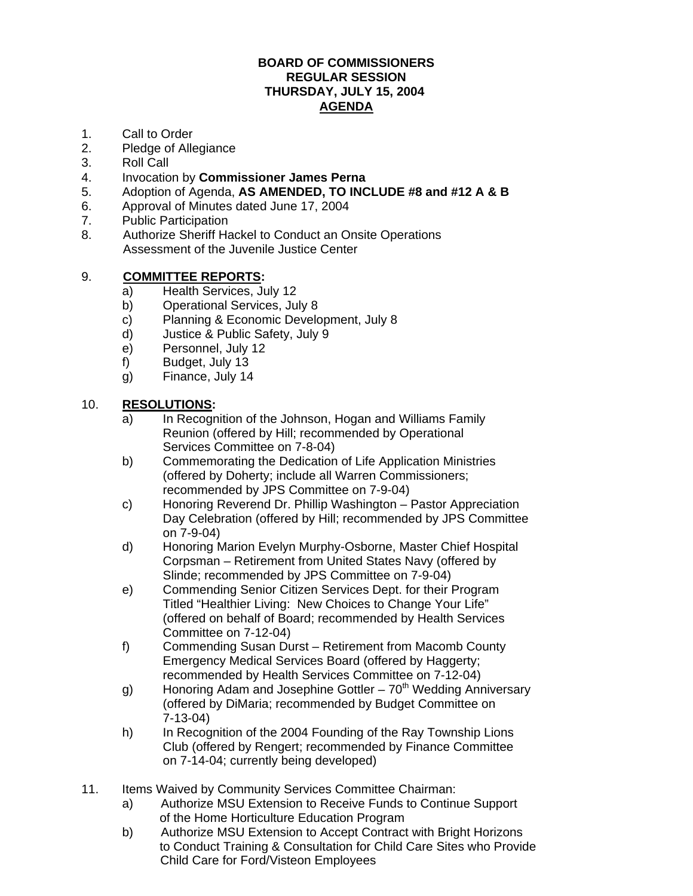**BOARD OF COMMISSIONERS**
**REGULAR SESSION**
**THURSDAY, JULY 15, 2004**
**AGENDA**

1. Call to Order
2. Pledge of Allegiance
3. Roll Call
4. Invocation by **Commissioner James Perna**
5. Adoption of Agenda, **AS AMENDED, TO INCLUDE #8 and #12 A & B**
6. Approval of Minutes dated June 17, 2004
7. Public Participation
8. Authorize Sheriff Hackel to Conduct an Onsite Operations Assessment of the Juvenile Justice Center

9. **COMMITTEE REPORTS:**
   a) Health Services, July 12
   b) Operational Services, July 8
   c) Planning & Economic Development, July 8
   d) Justice & Public Safety, July 9
   e) Personnel, July 12
   f) Budget, July 13
   g) Finance, July 14

10. **RESOLUTIONS:**
    a) In Recognition of the Johnson, Hogan and Williams Family Reunion (offered by Hill; recommended by Operational Services Committee on 7-8-04)
    b) Commemorating the Dedication of Life Application Ministries (offered by Doherty; include all Warren Commissioners; recommended by JPS Committee on 7-9-04)
    c) Honoring Reverend Dr. Phillip Washington – Pastor Appreciation Day Celebration (offered by Hill; recommended by JPS Committee on 7-9-04)
    d) Honoring Marion Evelyn Murphy-Osborne, Master Chief Hospital Corpsman – Retirement from United States Navy (offered by Slinde; recommended by JPS Committee on 7-9-04)
    e) Commending Senior Citizen Services Dept. for their Program Titled "Healthier Living: New Choices to Change Your Life" (offered on behalf of Board; recommended by Health Services Committee on 7-12-04)
    f) Commending Susan Durst – Retirement from Macomb County Emergency Medical Services Board (offered by Haggerty; recommended by Health Services Committee on 7-12-04)
    g) Honoring Adam and Josephine Gottler – 70th Wedding Anniversary (offered by DiMaria; recommended by Budget Committee on 7-13-04)
    h) In Recognition of the 2004 Founding of the Ray Township Lions Club (offered by Rengert; recommended by Finance Committee on 7-14-04; currently being developed)

11. Items Waived by Community Services Committee Chairman:
    a) Authorize MSU Extension to Receive Funds to Continue Support of the Home Horticulture Education Program
    b) Authorize MSU Extension to Accept Contract with Bright Horizons to Conduct Training & Consultation for Child Care Sites who Provide Child Care for Ford/Visteon Employees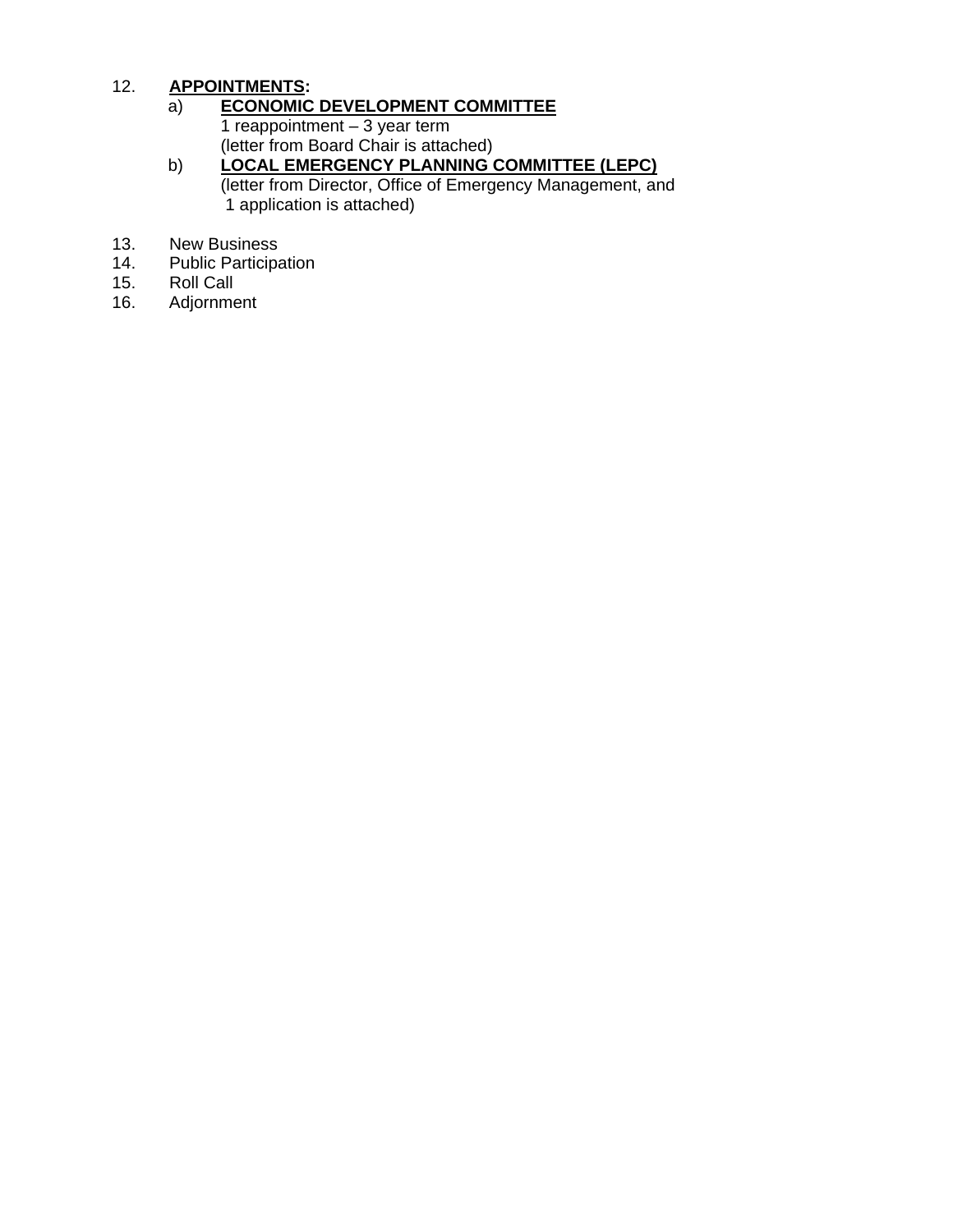12. **APPOINTMENTS:**
    a) **ECONOMIC DEVELOPMENT COMMITTEE**
       1 reappointment – 3 year term
       (letter from Board Chair is attached)
    b) **LOCAL EMERGENCY PLANNING COMMITTEE (LEPC)**
       (letter from Director, Office of Emergency Management, and
       1 application is attached)

13. New Business
14. Public Participation
15. Roll Call
16. Adjornment